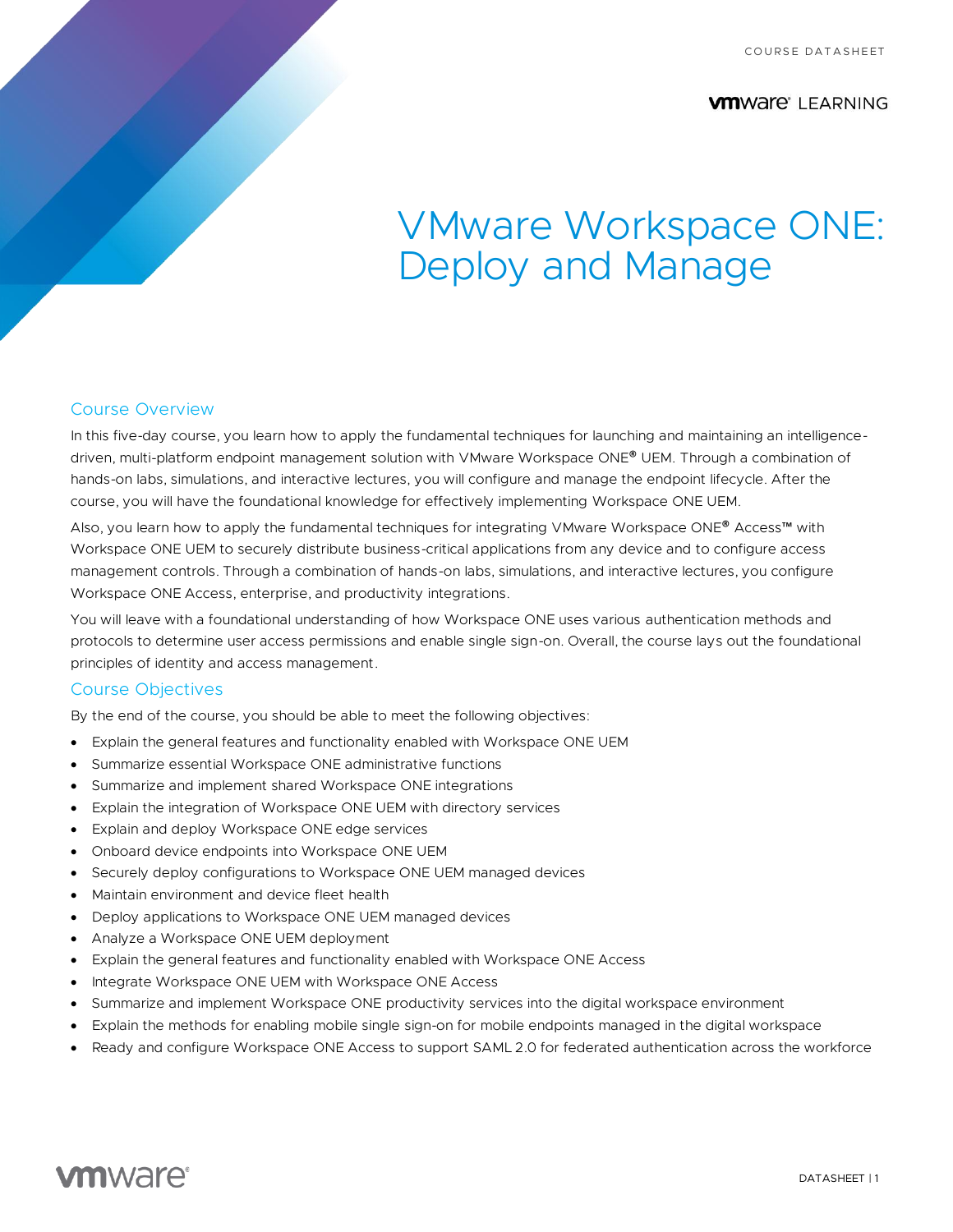COURSE DATASHEET

# VMware Workspace ONE: Deploy and Manage

## Course Overview

In this five-day course, you learn how to apply the fundamental techniques for launching and maintaining an intelligence-driven, multi-platform endpoint management solution with VMware Workspace ONE® UEM. Through a combination of hands-on labs, simulations, and interactive lectures, you will configure and manage the endpoint lifecycle. After the course, you will have the foundational knowledge for effectively implementing Workspace ONE UEM.

Also, you learn how to apply the fundamental techniques for integrating VMware Workspace ONE® Access™ with Workspace ONE UEM to securely distribute business-critical applications from any device and to configure access management controls. Through a combination of hands-on labs, simulations, and interactive lectures, you configure Workspace ONE Access, enterprise, and productivity integrations.

You will leave with a foundational understanding of how Workspace ONE uses various authentication methods and protocols to determine user access permissions and enable single sign-on. Overall, the course lays out the foundational principles of identity and access management.

## Course Objectives

By the end of the course, you should be able to meet the following objectives:

- Explain the general features and functionality enabled with Workspace ONE UEM
- Summarize essential Workspace ONE administrative functions
- Summarize and implement shared Workspace ONE integrations
- Explain the integration of Workspace ONE UEM with directory services
- Explain and deploy Workspace ONE edge services
- Onboard device endpoints into Workspace ONE UEM
- Securely deploy configurations to Workspace ONE UEM managed devices
- Maintain environment and device fleet health
- Deploy applications to Workspace ONE UEM managed devices
- Analyze a Workspace ONE UEM deployment
- Explain the general features and functionality enabled with Workspace ONE Access
- Integrate Workspace ONE UEM with Workspace ONE Access
- Summarize and implement Workspace ONE productivity services into the digital workspace environment
- Explain the methods for enabling mobile single sign-on for mobile endpoints managed in the digital workspace
- Ready and configure Workspace ONE Access to support SAML 2.0 for federated authentication across the workforce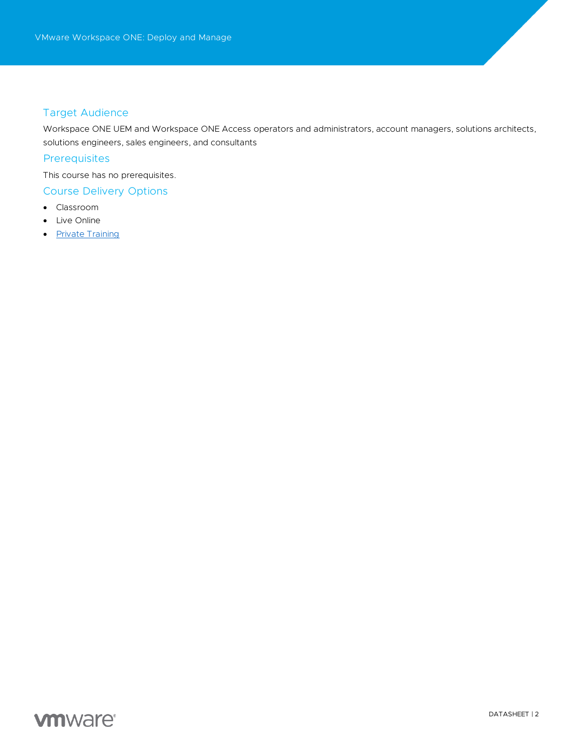## Target Audience

Workspace ONE UEM and Workspace ONE Access operators and administrators, account managers, solutions architects, solutions engineers, sales engineers, and consultants

## Prerequisites

This course has no prerequisites.

## Course Delivery Options

- Classroom
- Live Online
- Private Training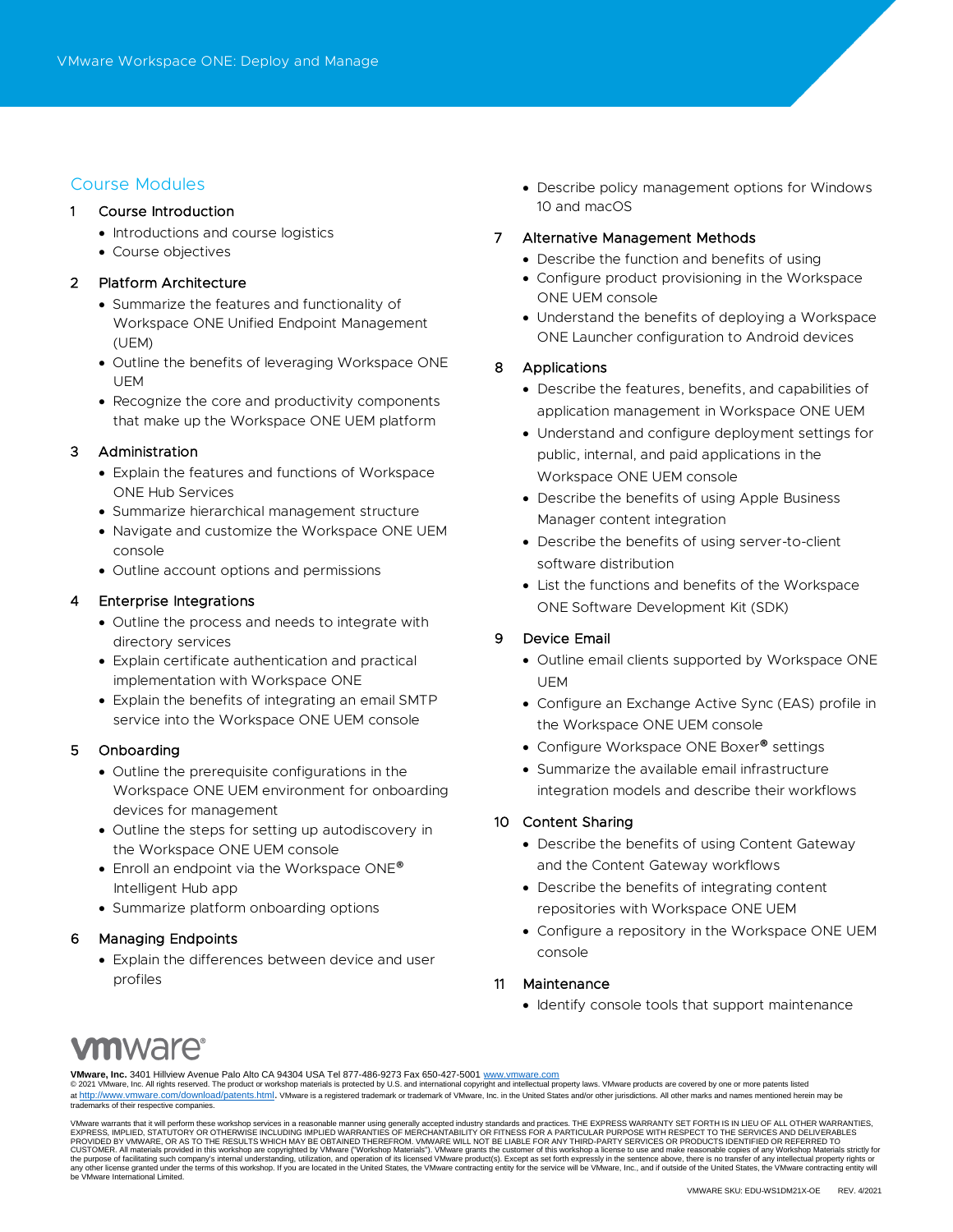## Course Modules

1. **Course Introduction**
   - Introductions and course logistics
   - Course objectives

2. **Platform Architecture**
   - Summarize the features and functionality of Workspace ONE Unified Endpoint Management (UEM)
   - Outline the benefits of leveraging Workspace ONE UEM
   - Recognize the core and productivity components that make up the Workspace ONE UEM platform

3. **Administration**
   - Explain the features and functions of Workspace ONE Hub Services
   - Summarize hierarchical management structure
   - Navigate and customize the Workspace ONE UEM console
   - Outline account options and permissions

4. **Enterprise Integrations**
   - Outline the process and needs to integrate with directory services
   - Explain certificate authentication and practical implementation with Workspace ONE
   - Explain the benefits of integrating an email SMTP service into the Workspace ONE UEM console

5. **Onboarding**
   - Outline the prerequisite configurations in the Workspace ONE UEM environment for onboarding devices for management
   - Outline the steps for setting up autodiscovery in the Workspace ONE UEM console
   - Enroll an endpoint via the Workspace ONE® Intelligent Hub app
   - Summarize platform onboarding options

6. **Managing Endpoints**
   - Explain the differences between device and user profiles
   - Describe policy management options for Windows 10 and macOS

7. **Alternative Management Methods**
   - Describe the function and benefits of using
   - Configure product provisioning in the Workspace ONE UEM console
   - Understand the benefits of deploying a Workspace ONE Launcher configuration to Android devices

8. **Applications**
   - Describe the features, benefits, and capabilities of application management in Workspace ONE UEM
   - Understand and configure deployment settings for public, internal, and paid applications in the Workspace ONE UEM console
   - Describe the benefits of using Apple Business Manager content integration
   - Describe the benefits of using server-to-client software distribution
   - List the functions and benefits of the Workspace ONE Software Development Kit (SDK)

9. **Device Email**
   - Outline email clients supported by Workspace ONE UEM
   - Configure an Exchange Active Sync (EAS) profile in the Workspace ONE UEM console
   - Configure Workspace ONE Boxer® settings
   - Summarize the available email infrastructure integration models and describe their workflows

10. **Content Sharing**
    - Describe the benefits of using Content Gateway and the Content Gateway workflows
    - Describe the benefits of integrating content repositories with Workspace ONE UEM
    - Configure a repository in the Workspace ONE UEM console

11. **Maintenance**
    - Identify console tools that support maintenance

**VMware, Inc.** 3401 Hillview Avenue Palo Alto CA 94304 USA Tel 877-486-9273 Fax 650-427-5001 www.vmware.com
© 2021 VMware, Inc. All rights reserved. The product or workshop materials is protected by U.S. and international copyright and intellectual property laws. VMware products are covered by one or more patents listed at http://www.vmware.com/download/patents.html. VMware is a registered trademark or trademark of VMware, Inc. in the United States and/or other jurisdictions. All other marks and names mentioned herein may be trademarks of their respective companies.

VMware warrants that it will perform these workshop services in a reasonable manner using generally accepted industry standards and practices. THE EXPRESS WARRANTY SET FORTH IS IN LIEU OF ALL OTHER WARRANTIES, EXPRESS, IMPLIED, STATUTORY OR OTHERWISE INCLUDING IMPLIED WARRANTIES OF MERCHANTABILITY OR FITNESS FOR A PARTICULAR PURPOSE WITH RESPECT TO THE SERVICES AND DELIVERABLES PROVIDED BY VMWARE, OR AS TO THE RESULTS WHICH MAY BE OBTAINED THEREFROM. VMWARE WILL NOT BE LIABLE FOR ANY THIRD-PARTY SERVICES OR PRODUCTS IDENTIFIED OR REFERRED TO CUSTOMER. All materials provided in this workshop are copyrighted by VMware ("Workshop Materials"). VMware grants the customer of this workshop a license to use and make reasonable copies of any Workshop Materials strictly for the purpose of facilitating such company's internal understanding, utilization, and operation of its licensed VMware product(s). Except as set forth expressly in the sentence above, there is no transfer of any intellectual property rights or any other license granted under the terms of this workshop. If you are located in the United States, the VMware contracting entity for the service will be VMware, Inc., and if outside of the United States, the VMware contracting entity will be VMware International Limited.

VMWARE SKU: EDU-WS1DM21X-OE REV. 4/2021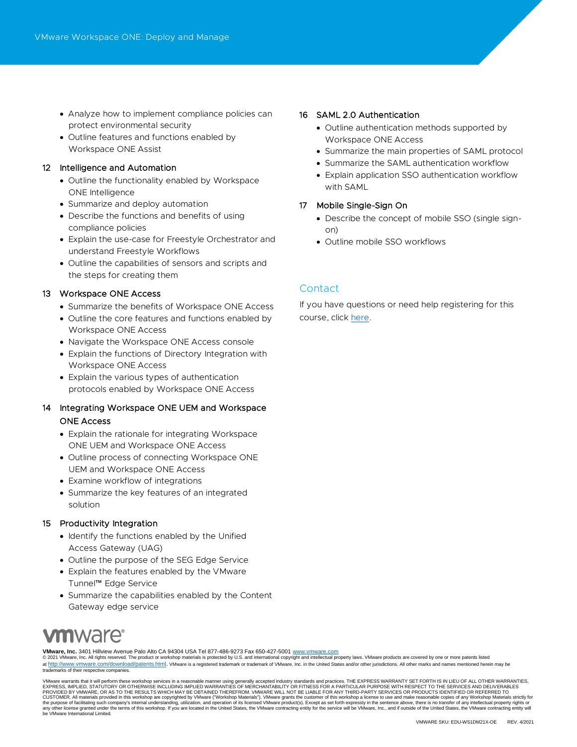- Analyze how to implement compliance policies can protect environmental security
- Outline features and functions enabled by Workspace ONE Assist

### 12 Intelligence and Automation

- Outline the functionality enabled by Workspace ONE Intelligence
- Summarize and deploy automation
- Describe the functions and benefits of using compliance policies
- Explain the use-case for Freestyle Orchestrator and understand Freestyle Workflows
- Outline the capabilities of sensors and scripts and the steps for creating them

### 13 Workspace ONE Access

- Summarize the benefits of Workspace ONE Access
- Outline the core features and functions enabled by Workspace ONE Access
- Navigate the Workspace ONE Access console
- Explain the functions of Directory Integration with Workspace ONE Access
- Explain the various types of authentication protocols enabled by Workspace ONE Access

### 14 Integrating Workspace ONE UEM and Workspace ONE Access

- Explain the rationale for integrating Workspace ONE UEM and Workspace ONE Access
- Outline process of connecting Workspace ONE UEM and Workspace ONE Access
- Examine workflow of integrations
- Summarize the key features of an integrated solution

### 15 Productivity Integration

- Identify the functions enabled by the Unified Access Gateway (UAG)
- Outline the purpose of the SEG Edge Service
- Explain the features enabled by the VMware Tunnel™ Edge Service
- Summarize the capabilities enabled by the Content Gateway edge service

### 16 SAML 2.0 Authentication

- Outline authentication methods supported by Workspace ONE Access
- Summarize the main properties of SAML protocol
- Summarize the SAML authentication workflow
- Explain application SSO authentication workflow with SAML

### 17 Mobile Single-Sign On

- Describe the concept of mobile SSO (single sign-on)
- Outline mobile SSO workflows

## Contact

If you have questions or need help registering for this course, click here.

**VMware, Inc.** 3401 Hillview Avenue Palo Alto CA 94304 USA Tel 877-486-9273 Fax 650-427-5001 www.vmware.com
© 2021 VMware, Inc. All rights reserved. The product or workshop materials is protected by U.S. and international copyright and intellectual property laws. VMware products are covered by one or more patents listed at http://www.vmware.com/download/patents.html. VMware is a registered trademark or trademark of VMware, Inc. in the United States and/or other jurisdictions. All other marks and names mentioned herein may be trademarks of their respective companies.

VMware warrants that it will perform these workshop services in a reasonable manner using generally accepted industry standards and practices. THE EXPRESS WARRANTY SET FORTH IS IN LIEU OF ALL OTHER WARRANTIES, EXPRESS, IMPLIED, STATUTORY OR OTHERWISE INCLUDING IMPLIED WARRANTIES OF MERCHANTABILITY OR FITNESS FOR A PARTICULAR PURPOSE WITH RESPECT TO THE SERVICES AND DELIVERABLES PROVIDED BY VMWARE, OR AS TO THE RESULTS WHICH MAY BE OBTAINED THEREFROM. VMWARE WILL NOT BE LIABLE FOR ANY THIRD-PARTY SERVICES OR PRODUCTS IDENTIFIED OR REFERRED TO CUSTOMER. All materials provided in this workshop are copyrighted by VMware ("Workshop Materials"). VMware grants the customer of this workshop a license to use and make reasonable copies of any Workshop Materials strictly for the purpose of facilitating such company's internal understanding, utilization, and operation of its licensed VMware product(s). Except as set forth expressly in the sentence above, there is no transfer of any intellectual property rights or any other license granted under the terms of this workshop. If you are located in the United States, the VMware contracting entity for the service will be VMware, Inc., and if outside of the United States, the VMware contracting entity will be VMware International Limited.

VMWARE SKU: EDU-WS1DM21X-OE REV. 4/2021